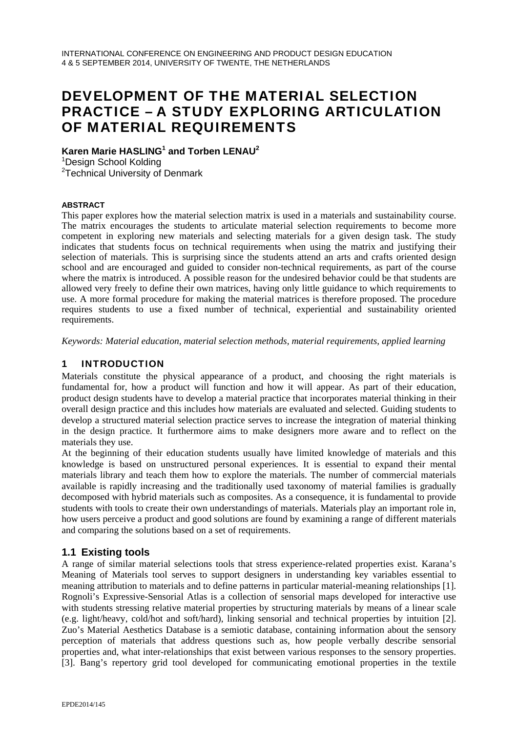# DEVELOPMENT OF THE MATERIAL SELECTION PRACTICE – A STUDY EXPLORING ARTICULATION OF MATERIAL REQUIREMENTS

**Karen Marie HASLING[1] and Torben LENAU[2]**

[1]Design School Kolding

[2]Technical University of Denmark

#### ABSTRACT

This paper explores how the material selection matrix is used in a materials and sustainability course. The matrix encourages the students to articulate material selection requirements to become more competent in exploring new materials and selecting materials for a given design task. The study indicates that students focus on technical requirements when using the matrix and justifying their selection of materials. This is surprising since the students attend an arts and crafts oriented design school and are encouraged and guided to consider non-technical requirements, as part of the course where the matrix is introduced. A possible reason for the undesired behavior could be that students are allowed very freely to define their own matrices, having only little guidance to which requirements to use. A more formal procedure for making the material matrices is therefore proposed. The procedure requires students to use a fixed number of technical, experiential and sustainability oriented requirements.

*Keywords: Material education, material selection methods, material requirements, applied learning*

## 1 INTRODUCTION

Materials constitute the physical appearance of a product, and choosing the right materials is fundamental for, how a product will function and how it will appear. As part of their education, product design students have to develop a material practice that incorporates material thinking in their overall design practice and this includes how materials are evaluated and selected. Guiding students to develop a structured material selection practice serves to increase the integration of material thinking in the design practice. It furthermore aims to make designers more aware and to reflect on the materials they use.

At the beginning of their education students usually have limited knowledge of materials and this knowledge is based on unstructured personal experiences. It is essential to expand their mental materials library and teach them how to explore the materials. The number of commercial materials available is rapidly increasing and the traditionally used taxonomy of material families is gradually decomposed with hybrid materials such as composites. As a consequence, it is fundamental to provide students with tools to create their own understandings of materials. Materials play an important role in, how users perceive a product and good solutions are found by examining a range of different materials and comparing the solutions based on a set of requirements.

### 1.1 Existing tools

A range of similar material selections tools that stress experience-related properties exist. Karana's Meaning of Materials tool serves to support designers in understanding key variables essential to meaning attribution to materials and to define patterns in particular material-meaning relationships [1]. Rognoli's Expressive-Sensorial Atlas is a collection of sensorial maps developed for interactive use with students stressing relative material properties by structuring materials by means of a linear scale (e.g. light/heavy, cold/hot and soft/hard), linking sensorial and technical properties by intuition [2]. Zuo's Material Aesthetics Database is a semiotic database, containing information about the sensory perception of materials that address questions such as, how people verbally describe sensorial properties and, what inter-relationships that exist between various responses to the sensory properties. [3]. Bang's repertory grid tool developed for communicating emotional properties in the textile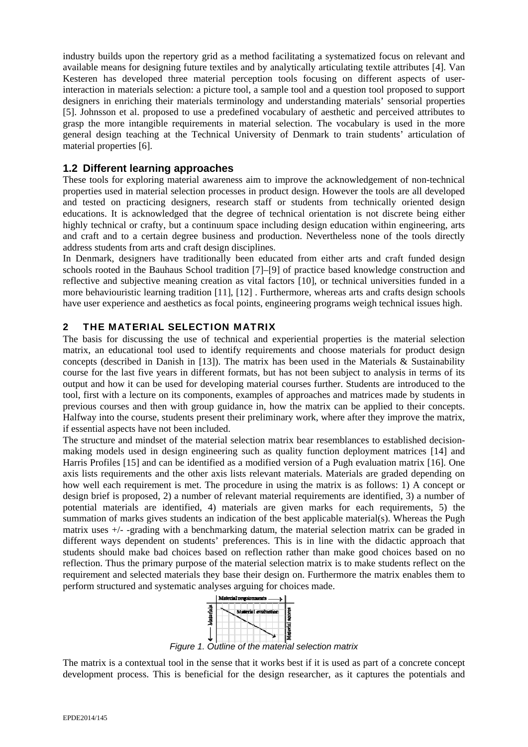industry builds upon the repertory grid as a method facilitating a systematized focus on relevant and available means for designing future textiles and by analytically articulating textile attributes [4]. Van Kesteren has developed three material perception tools focusing on different aspects of user-interaction in materials selection: a picture tool, a sample tool and a question tool proposed to support designers in enriching their materials terminology and understanding materials' sensorial properties [5]. Johnsson et al. proposed to use a predefined vocabulary of aesthetic and perceived attributes to grasp the more intangible requirements in material selection. The vocabulary is used in the more general design teaching at the Technical University of Denmark to train students' articulation of material properties [6].

## 1.2 Different learning approaches

These tools for exploring material awareness aim to improve the acknowledgement of non-technical properties used in material selection processes in product design. However the tools are all developed and tested on practicing designers, research staff or students from technically oriented design educations. It is acknowledged that the degree of technical orientation is not discrete being either highly technical or crafty, but a continuum space including design education within engineering, arts and craft and to a certain degree business and production. Nevertheless none of the tools directly address students from arts and craft design disciplines.

In Denmark, designers have traditionally been educated from either arts and craft funded design schools rooted in the Bauhaus School tradition [7]–[9] of practice based knowledge construction and reflective and subjective meaning creation as vital factors [10], or technical universities funded in a more behaviouristic learning tradition [11], [12] . Furthermore, whereas arts and crafts design schools have user experience and aesthetics as focal points, engineering programs weigh technical issues high.

# 2 THE MATERIAL SELECTION MATRIX

The basis for discussing the use of technical and experiential properties is the material selection matrix, an educational tool used to identify requirements and choose materials for product design concepts (described in Danish in [13]). The matrix has been used in the Materials & Sustainability course for the last five years in different formats, but has not been subject to analysis in terms of its output and how it can be used for developing material courses further. Students are introduced to the tool, first with a lecture on its components, examples of approaches and matrices made by students in previous courses and then with group guidance in, how the matrix can be applied to their concepts. Halfway into the course, students present their preliminary work, where after they improve the matrix, if essential aspects have not been included.

The structure and mindset of the material selection matrix bear resemblances to established decision-making models used in design engineering such as quality function deployment matrices [14] and Harris Profiles [15] and can be identified as a modified version of a Pugh evaluation matrix [16]. One axis lists requirements and the other axis lists relevant materials. Materials are graded depending on how well each requirement is met. The procedure in using the matrix is as follows: 1) A concept or design brief is proposed, 2) a number of relevant material requirements are identified, 3) a number of potential materials are identified, 4) materials are given marks for each requirements, 5) the summation of marks gives students an indication of the best applicable material(s). Whereas the Pugh matrix uses +/- -grading with a benchmarking datum, the material selection matrix can be graded in different ways dependent on students' preferences. This is in line with the didactic approach that students should make bad choices based on reflection rather than make good choices based on no reflection. Thus the primary purpose of the material selection matrix is to make students reflect on the requirement and selected materials they base their design on. Furthermore the matrix enables them to perform structured and systematic analyses arguing for choices made.

*Figure 1. Outline of the material selection matrix*

The matrix is a contextual tool in the sense that it works best if it is used as part of a concrete concept development process. This is beneficial for the design researcher, as it captures the potentials and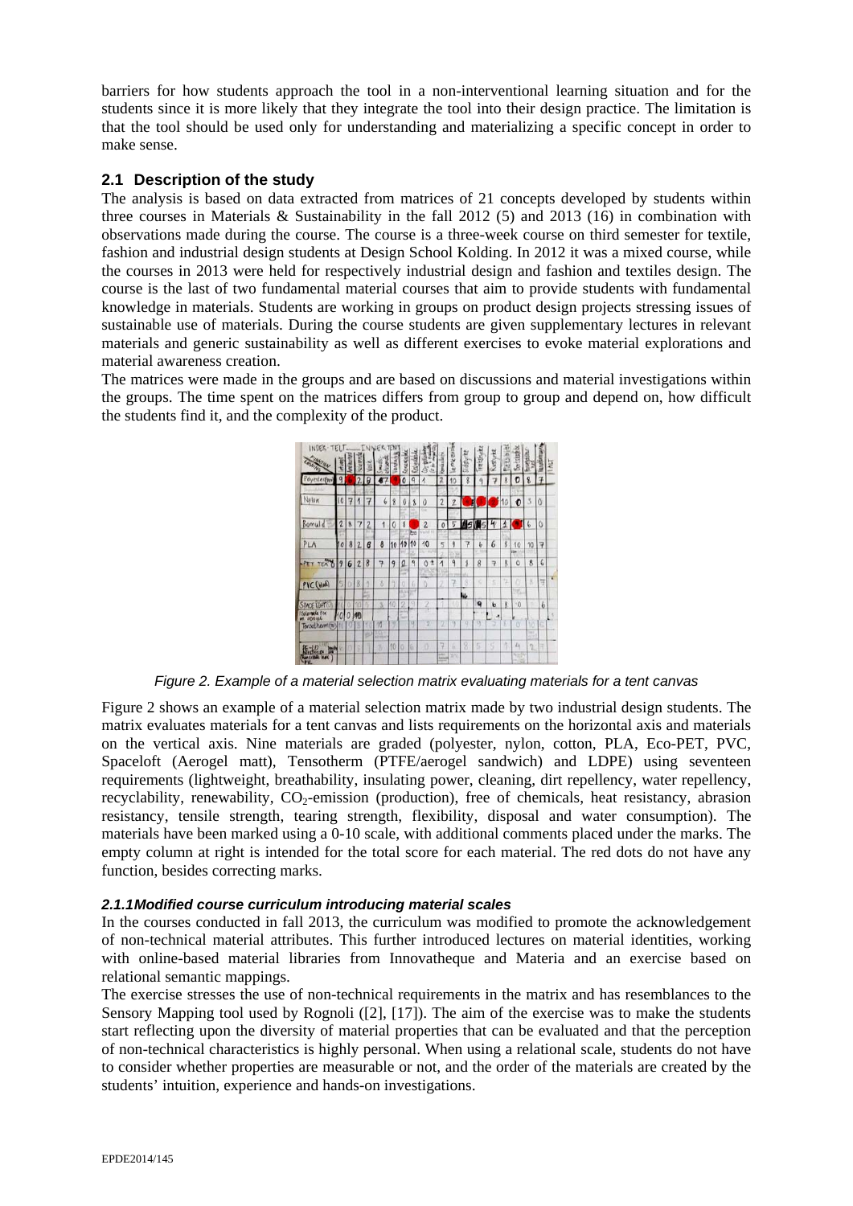barriers for how students approach the tool in a non-interventional learning situation and for the students since it is more likely that they integrate the tool into their design practice. The limitation is that the tool should be used only for understanding and materializing a specific concept in order to make sense.

### 2.1 Description of the study

The analysis is based on data extracted from matrices of 21 concepts developed by students within three courses in Materials & Sustainability in the fall 2012 (5) and 2013 (16) in combination with observations made during the course. The course is a three-week course on third semester for textile, fashion and industrial design students at Design School Kolding. In 2012 it was a mixed course, while the courses in 2013 were held for respectively industrial design and fashion and textiles design. The course is the last of two fundamental material courses that aim to provide students with fundamental knowledge in materials. Students are working in groups on product design projects stressing issues of sustainable use of materials. During the course students are given supplementary lectures in relevant materials and generic sustainability as well as different exercises to evoke material explorations and material awareness creation.

The matrices were made in the groups and are based on discussions and material investigations within the groups. The time spent on the matrices differs from group to group and depend on, how difficult the students find it, and the complexity of the product.

*Figure 2. Example of a material selection matrix evaluating materials for a tent canvas*

Figure 2 shows an example of a material selection matrix made by two industrial design students. The matrix evaluates materials for a tent canvas and lists requirements on the horizontal axis and materials on the vertical axis. Nine materials are graded (polyester, nylon, cotton, PLA, Eco-PET, PVC, Spaceloft (Aerogel matt), Tensotherm (PTFE/aerogel sandwich) and LDPE) using seventeen requirements (lightweight, breathability, insulating power, cleaning, dirt repellency, water repellency, recyclability, renewability, $CO_2$-emission (production), free of chemicals, heat resistancy, abrasion resistancy, tensile strength, tearing strength, flexibility, disposal and water consumption). The materials have been marked using a 0-10 scale, with additional comments placed under the marks. The empty column at right is intended for the total score for each material. The red dots do not have any function, besides correcting marks.

#### *2.1.1 Modified course curriculum introducing material scales*

In the courses conducted in fall 2013, the curriculum was modified to promote the acknowledgement of non-technical material attributes. This further introduced lectures on material identities, working with online-based material libraries from Innovatheque and Materia and an exercise based on relational semantic mappings.

The exercise stresses the use of non-technical requirements in the matrix and has resemblances to the Sensory Mapping tool used by Rognoli ([2], [17]). The aim of the exercise was to make the students start reflecting upon the diversity of material properties that can be evaluated and that the perception of non-technical characteristics is highly personal. When using a relational scale, students do not have to consider whether properties are measurable or not, and the order of the materials are created by the students' intuition, experience and hands-on investigations.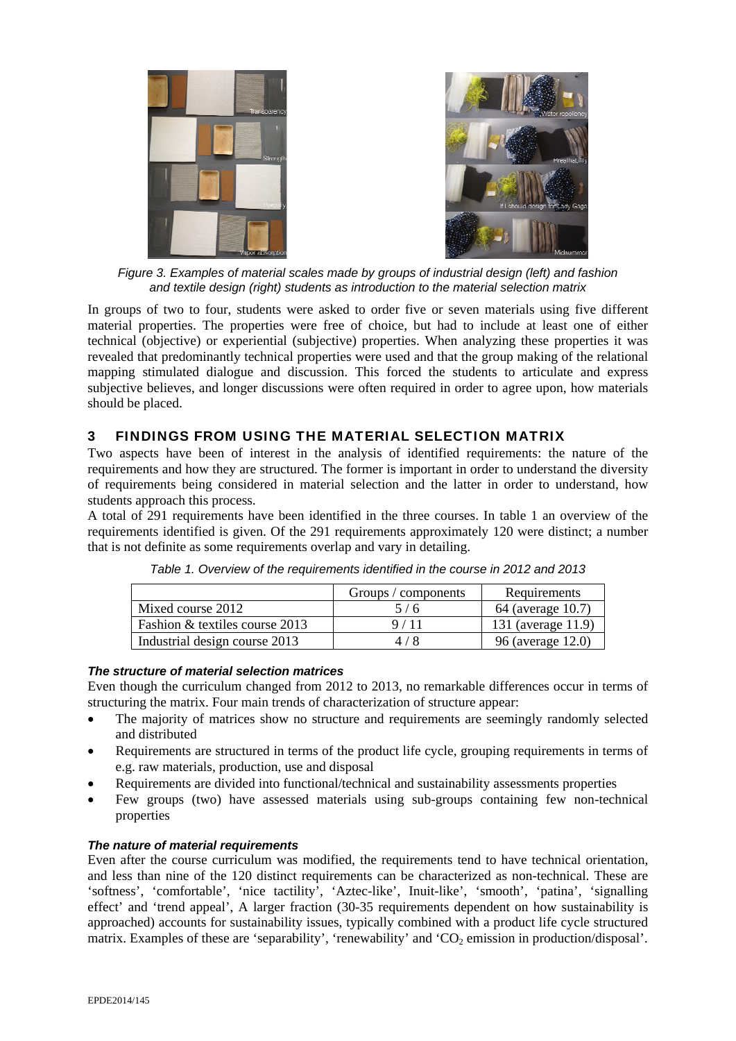*Figure 3. Examples of material scales made by groups of industrial design (left) and fashion and textile design (right) students as introduction to the material selection matrix*

In groups of two to four, students were asked to order five or seven materials using five different material properties. The properties were free of choice, but had to include at least one of either technical (objective) or experiential (subjective) properties. When analyzing these properties it was revealed that predominantly technical properties were used and that the group making of the relational mapping stimulated dialogue and discussion. This forced the students to articulate and express subjective believes, and longer discussions were often required in order to agree upon, how materials should be placed.

## 3 FINDINGS FROM USING THE MATERIAL SELECTION MATRIX

Two aspects have been of interest in the analysis of identified requirements: the nature of the requirements and how they are structured. The former is important in order to understand the diversity of requirements being considered in material selection and the latter in order to understand, how students approach this process.

A total of 291 requirements have been identified in the three courses. In table 1 an overview of the requirements identified is given. Of the 291 requirements approximately 120 were distinct; a number that is not definite as some requirements overlap and vary in detailing.

*Table 1. Overview of the requirements identified in the course in 2012 and 2013*

| | Groups / components | Requirements |
|---|---|---|
| Mixed course 2012 | 5 / 6 | 64 (average 10.7) |
| Fashion & textiles course 2013 | 9 / 11 | 131 (average 11.9) |
| Industrial design course 2013 | 4 / 8 | 96 (average 12.0) |

### *The structure of material selection matrices*

Even though the curriculum changed from 2012 to 2013, no remarkable differences occur in terms of structuring the matrix. Four main trends of characterization of structure appear:

- The majority of matrices show no structure and requirements are seemingly randomly selected and distributed
- Requirements are structured in terms of the product life cycle, grouping requirements in terms of e.g. raw materials, production, use and disposal
- Requirements are divided into functional/technical and sustainability assessments properties
- Few groups (two) have assessed materials using sub-groups containing few non-technical properties

### *The nature of material requirements*

Even after the course curriculum was modified, the requirements tend to have technical orientation, and less than nine of the 120 distinct requirements can be characterized as non-technical. These are 'softness', 'comfortable', 'nice tactility', 'Aztec-like', Inuit-like', 'smooth', 'patina', 'signalling effect' and 'trend appeal', A larger fraction (30-35 requirements dependent on how sustainability is approached) accounts for sustainability issues, typically combined with a product life cycle structured matrix. Examples of these are 'separability', 'renewability' and '$CO_2$ emission in production/disposal'.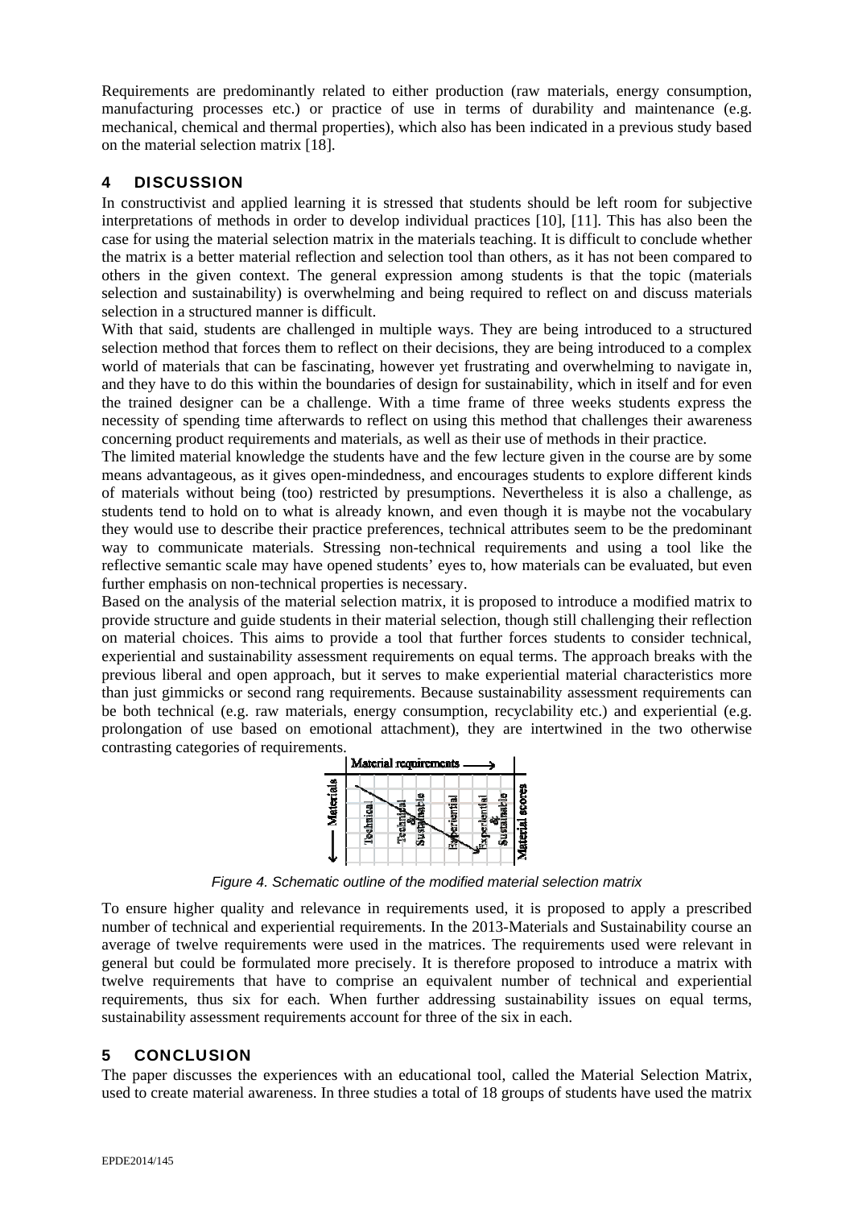Requirements are predominantly related to either production (raw materials, energy consumption, manufacturing processes etc.) or practice of use in terms of durability and maintenance (e.g. mechanical, chemical and thermal properties), which also has been indicated in a previous study based on the material selection matrix [18].

## 4 DISCUSSION

In constructivist and applied learning it is stressed that students should be left room for subjective interpretations of methods in order to develop individual practices [10], [11]. This has also been the case for using the material selection matrix in the materials teaching. It is difficult to conclude whether the matrix is a better material reflection and selection tool than others, as it has not been compared to others in the given context. The general expression among students is that the topic (materials selection and sustainability) is overwhelming and being required to reflect on and discuss materials selection in a structured manner is difficult.

With that said, students are challenged in multiple ways. They are being introduced to a structured selection method that forces them to reflect on their decisions, they are being introduced to a complex world of materials that can be fascinating, however yet frustrating and overwhelming to navigate in, and they have to do this within the boundaries of design for sustainability, which in itself and for even the trained designer can be a challenge. With a time frame of three weeks students express the necessity of spending time afterwards to reflect on using this method that challenges their awareness concerning product requirements and materials, as well as their use of methods in their practice.

The limited material knowledge the students have and the few lecture given in the course are by some means advantageous, as it gives open-mindedness, and encourages students to explore different kinds of materials without being (too) restricted by presumptions. Nevertheless it is also a challenge, as students tend to hold on to what is already known, and even though it is maybe not the vocabulary they would use to describe their practice preferences, technical attributes seem to be the predominant way to communicate materials. Stressing non-technical requirements and using a tool like the reflective semantic scale may have opened students' eyes to, how materials can be evaluated, but even further emphasis on non-technical properties is necessary.

Based on the analysis of the material selection matrix, it is proposed to introduce a modified matrix to provide structure and guide students in their material selection, though still challenging their reflection on material choices. This aims to provide a tool that further forces students to consider technical, experiential and sustainability assessment requirements on equal terms. The approach breaks with the previous liberal and open approach, but it serves to make experiential material characteristics more than just gimmicks or second rang requirements. Because sustainability assessment requirements can be both technical (e.g. raw materials, energy consumption, recyclability etc.) and experiential (e.g. prolongation of use based on emotional attachment), they are intertwined in the two otherwise contrasting categories of requirements.

*Figure 4. Schematic outline of the modified material selection matrix*

To ensure higher quality and relevance in requirements used, it is proposed to apply a prescribed number of technical and experiential requirements. In the 2013-Materials and Sustainability course an average of twelve requirements were used in the matrices. The requirements used were relevant in general but could be formulated more precisely. It is therefore proposed to introduce a matrix with twelve requirements that have to comprise an equivalent number of technical and experiential requirements, thus six for each. When further addressing sustainability issues on equal terms, sustainability assessment requirements account for three of the six in each.

## 5 CONCLUSION

The paper discusses the experiences with an educational tool, called the Material Selection Matrix, used to create material awareness. In three studies a total of 18 groups of students have used the matrix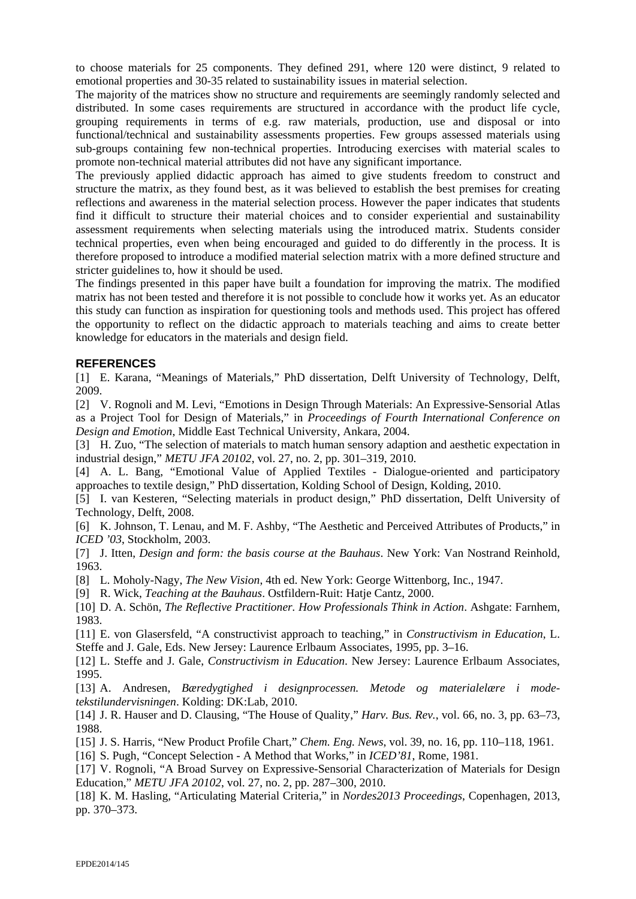to choose materials for 25 components. They defined 291, where 120 were distinct, 9 related to emotional properties and 30-35 related to sustainability issues in material selection.

The majority of the matrices show no structure and requirements are seemingly randomly selected and distributed. In some cases requirements are structured in accordance with the product life cycle, grouping requirements in terms of e.g. raw materials, production, use and disposal or into functional/technical and sustainability assessments properties. Few groups assessed materials using sub-groups containing few non-technical properties. Introducing exercises with material scales to promote non-technical material attributes did not have any significant importance.

The previously applied didactic approach has aimed to give students freedom to construct and structure the matrix, as they found best, as it was believed to establish the best premises for creating reflections and awareness in the material selection process. However the paper indicates that students find it difficult to structure their material choices and to consider experiential and sustainability assessment requirements when selecting materials using the introduced matrix. Students consider technical properties, even when being encouraged and guided to do differently in the process. It is therefore proposed to introduce a modified material selection matrix with a more defined structure and stricter guidelines to, how it should be used.

The findings presented in this paper have built a foundation for improving the matrix. The modified matrix has not been tested and therefore it is not possible to conclude how it works yet. As an educator this study can function as inspiration for questioning tools and methods used. This project has offered the opportunity to reflect on the didactic approach to materials teaching and aims to create better knowledge for educators in the materials and design field.

## REFERENCES

[1] E. Karana, "Meanings of Materials," PhD dissertation, Delft University of Technology, Delft, 2009.

[2] V. Rognoli and M. Levi, "Emotions in Design Through Materials: An Expressive-Sensorial Atlas as a Project Tool for Design of Materials," in *Proceedings of Fourth International Conference on Design and Emotion*, Middle East Technical University, Ankara, 2004.

[3] H. Zuo, "The selection of materials to match human sensory adaption and aesthetic expectation in industrial design," *METU JFA 20102*, vol. 27, no. 2, pp. 301–319, 2010.

[4] A. L. Bang, "Emotional Value of Applied Textiles - Dialogue-oriented and participatory approaches to textile design," PhD dissertation, Kolding School of Design, Kolding, 2010.

[5] I. van Kesteren, "Selecting materials in product design," PhD dissertation, Delft University of Technology, Delft, 2008.

[6] K. Johnson, T. Lenau, and M. F. Ashby, "The Aesthetic and Perceived Attributes of Products," in *ICED '03*, Stockholm, 2003.

[7] J. Itten, *Design and form: the basis course at the Bauhaus*. New York: Van Nostrand Reinhold, 1963.

[8] L. Moholy-Nagy, *The New Vision*, 4th ed. New York: George Wittenborg, Inc., 1947.

[9] R. Wick, *Teaching at the Bauhaus*. Ostfildern-Ruit: Hatje Cantz, 2000.

[10] D. A. Schön, *The Reflective Practitioner. How Professionals Think in Action*. Ashgate: Farnhem, 1983.

[11] E. von Glasersfeld, "A constructivist approach to teaching," in *Constructivism in Education*, L. Steffe and J. Gale, Eds. New Jersey: Laurence Erlbaum Associates, 1995, pp. 3–16.

[12] L. Steffe and J. Gale, *Constructivism in Education*. New Jersey: Laurence Erlbaum Associates, 1995.

[13] A. Andresen, *Bæredygtighed i designprocessen. Metode og materialelære i mode-tekstilundervisningen*. Kolding: DK:Lab, 2010.

[14] J. R. Hauser and D. Clausing, "The House of Quality," *Harv. Bus. Rev.*, vol. 66, no. 3, pp. 63–73, 1988.

[15] J. S. Harris, "New Product Profile Chart," *Chem. Eng. News*, vol. 39, no. 16, pp. 110–118, 1961.

[16] S. Pugh, "Concept Selection - A Method that Works," in *ICED'81*, Rome, 1981.

[17] V. Rognoli, "A Broad Survey on Expressive-Sensorial Characterization of Materials for Design Education," *METU JFA 20102*, vol. 27, no. 2, pp. 287–300, 2010.

[18] K. M. Hasling, "Articulating Material Criteria," in *Nordes2013 Proceedings*, Copenhagen, 2013, pp. 370–373.